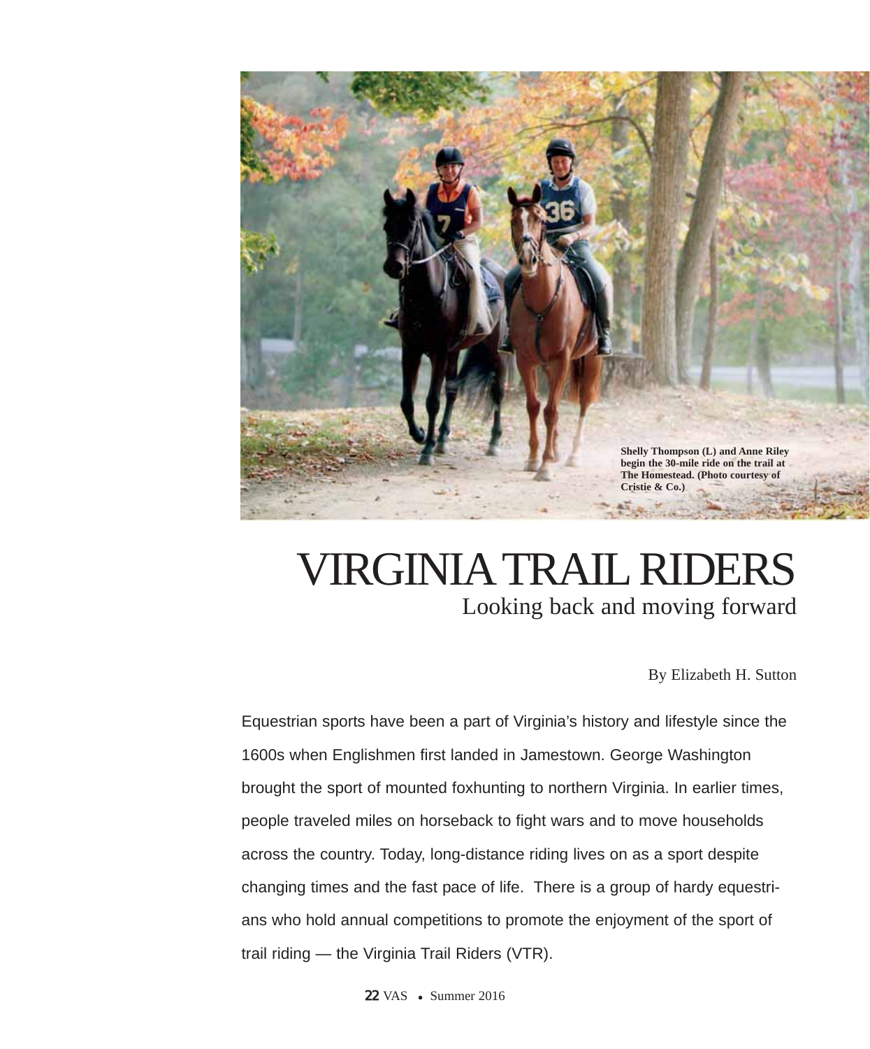Shelly Thompson (L) and Anne Riley begin the 30-mile ride on the trail at The Homestead. (Photo courtesy of Cristie & Co.)

# VIRGINIA TRAIL RIDERS

## Looking back and moving forward

By Elizabeth H. Sutton

Equestrian sports have been a part of Virginia's history and lifestyle since the 1600s when Englishmen first landed in Jamestown. George Washington brought the sport of mounted foxhunting to northern Virginia. In earlier times, people traveled miles on horseback to fight wars and to move households across the country. Today, long-distance riding lives on as a sport despite changing times and the fast pace of life. There is a group of hardy equestrians who hold annual competitions to promote the enjoyment of the sport of trail riding — the Virginia Trail Riders (VTR).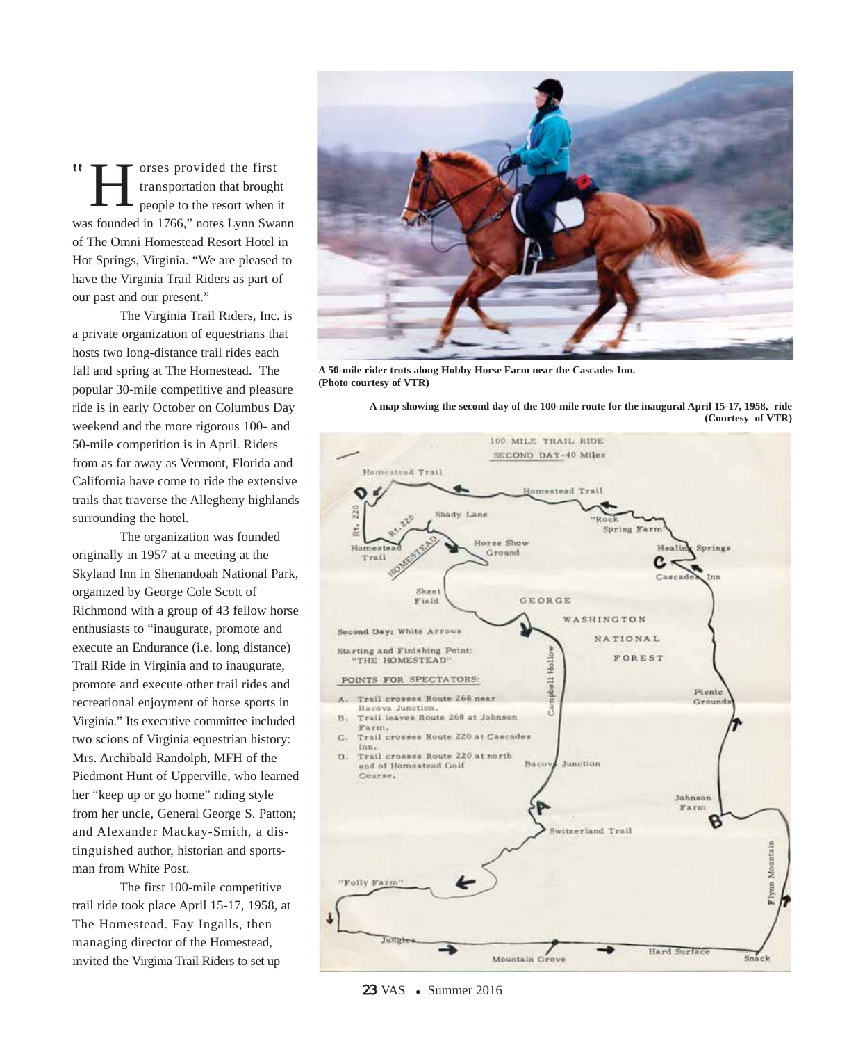"Horses provided the first transportation that brought people to the resort when it was founded in 1766," notes Lynn Swann of The Omni Homestead Resort Hotel in Hot Springs, Virginia. "We are pleased to have the Virginia Trail Riders as part of our past and our present."

The Virginia Trail Riders, Inc. is a private organization of equestrians that hosts two long-distance trail rides each fall and spring at The Homestead. The popular 30-mile competitive and pleasure ride is in early October on Columbus Day weekend and the more rigorous 100- and 50-mile competition is in April. Riders from as far away as Vermont, Florida and California have come to ride the extensive trails that traverse the Allegheny highlands surrounding the hotel.

The organization was founded originally in 1957 at a meeting at the Skyland Inn in Shenandoah National Park, organized by George Cole Scott of Richmond with a group of 43 fellow horse enthusiasts to "inaugurate, promote and execute an Endurance (i.e. long distance) Trail Ride in Virginia and to inaugurate, promote and execute other trail rides and recreational enjoyment of horse sports in Virginia." Its executive committee included two scions of Virginia equestrian history: Mrs. Archibald Randolph, MFH of the Piedmont Hunt of Upperville, who learned her "keep up or go home" riding style from her uncle, General George S. Patton; and Alexander Mackay-Smith, a distinguished author, historian and sportsman from White Post.

The first 100-mile competitive trail ride took place April 15-17, 1958, at The Homestead. Fay Ingalls, then managing director of the Homestead, invited the Virginia Trail Riders to set up

**A 50-mile rider trots along Hobby Horse Farm near the Cascades Inn. (Photo courtesy of VTR)**

**A map showing the second day of the 100-mile route for the inaugural April 15-17, 1958, ride (Courtesy of VTR)**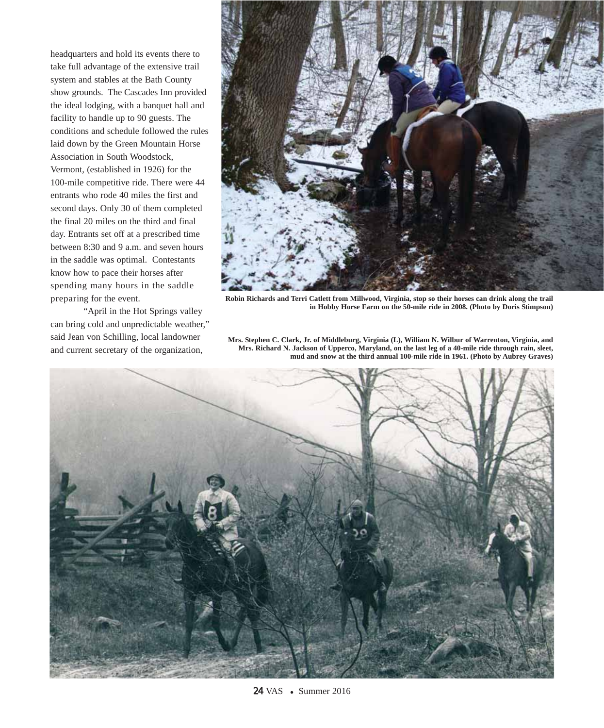headquarters and hold its events there to take full advantage of the extensive trail system and stables at the Bath County show grounds. The Cascades Inn provided the ideal lodging, with a banquet hall and facility to handle up to 90 guests. The conditions and schedule followed the rules laid down by the Green Mountain Horse Association in South Woodstock, Vermont, (established in 1926) for the 100-mile competitive ride. There were 44 entrants who rode 40 miles the first and second days. Only 30 of them completed the final 20 miles on the third and final day. Entrants set off at a prescribed time between 8:30 and 9 a.m. and seven hours in the saddle was optimal. Contestants know how to pace their horses after spending many hours in the saddle preparing for the event.

"April in the Hot Springs valley can bring cold and unpredictable weather," said Jean von Schilling, local landowner and current secretary of the organization,

**Robin Richards and Terri Catlett from Millwood, Virginia, stop so their horses can drink along the trail in Hobby Horse Farm on the 50-mile ride in 2008. (Photo by Doris Stimpson)**

**Mrs. Stephen C. Clark, Jr. of Middleburg, Virginia (L), William N. Wilbur of Warrenton, Virginia, and Mrs. Richard N. Jackson of Upperco, Maryland, on the last leg of a 40-mile ride through rain, sleet, mud and snow at the third annual 100-mile ride in 1961. (Photo by Aubrey Graves)**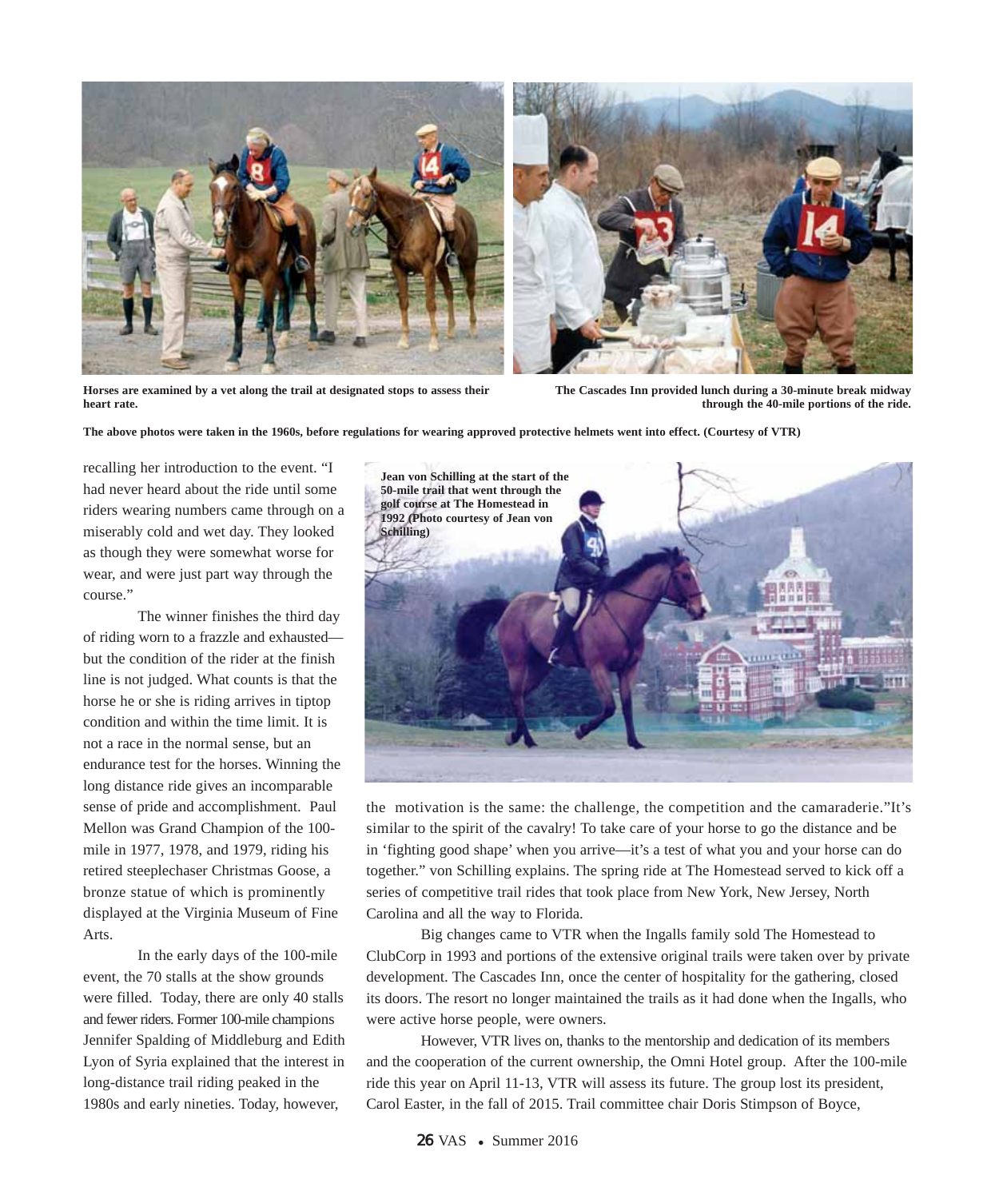Horses are examined by a vet along the trail at designated stops to assess their heart rate.

The Cascades Inn provided lunch during a 30-minute break midway through the 40-mile portions of the ride.

The above photos were taken in the 1960s, before regulations for wearing approved protective helmets went into effect. (Courtesy of VTR)

Jean von Schilling at the start of the 50-mile trail that went through the golf course at The Homestead in 1992 (Photo courtesy of Jean von Schilling)

recalling her introduction to the event. "I had never heard about the ride until some riders wearing numbers came through on a miserably cold and wet day. They looked as though they were somewhat worse for wear, and were just part way through the course."

The winner finishes the third day of riding worn to a frazzle and exhausted—but the condition of the rider at the finish line is not judged. What counts is that the horse he or she is riding arrives in tiptop condition and within the time limit. It is not a race in the normal sense, but an endurance test for the horses. Winning the long distance ride gives an incomparable sense of pride and accomplishment. Paul Mellon was Grand Champion of the 100-mile in 1977, 1978, and 1979, riding his retired steeplechaser Christmas Goose, a bronze statue of which is prominently displayed at the Virginia Museum of Fine Arts.

In the early days of the 100-mile event, the 70 stalls at the show grounds were filled. Today, there are only 40 stalls and fewer riders. Former 100-mile champions Jennifer Spalding of Middleburg and Edith Lyon of Syria explained that the interest in long-distance trail riding peaked in the 1980s and early nineties. Today, however, the motivation is the same: the challenge, the competition and the camaraderie."It's similar to the spirit of the cavalry! To take care of your horse to go the distance and be in 'fighting good shape' when you arrive—it's a test of what you and your horse can do together." von Schilling explains. The spring ride at The Homestead served to kick off a series of competitive trail rides that took place from New York, New Jersey, North Carolina and all the way to Florida.

Big changes came to VTR when the Ingalls family sold The Homestead to ClubCorp in 1993 and portions of the extensive original trails were taken over by private development. The Cascades Inn, once the center of hospitality for the gathering, closed its doors. The resort no longer maintained the trails as it had done when the Ingalls, who were active horse people, were owners.

However, VTR lives on, thanks to the mentorship and dedication of its members and the cooperation of the current ownership, the Omni Hotel group. After the 100-mile ride this year on April 11-13, VTR will assess its future. The group lost its president, Carol Easter, in the fall of 2015. Trail committee chair Doris Stimpson of Boyce,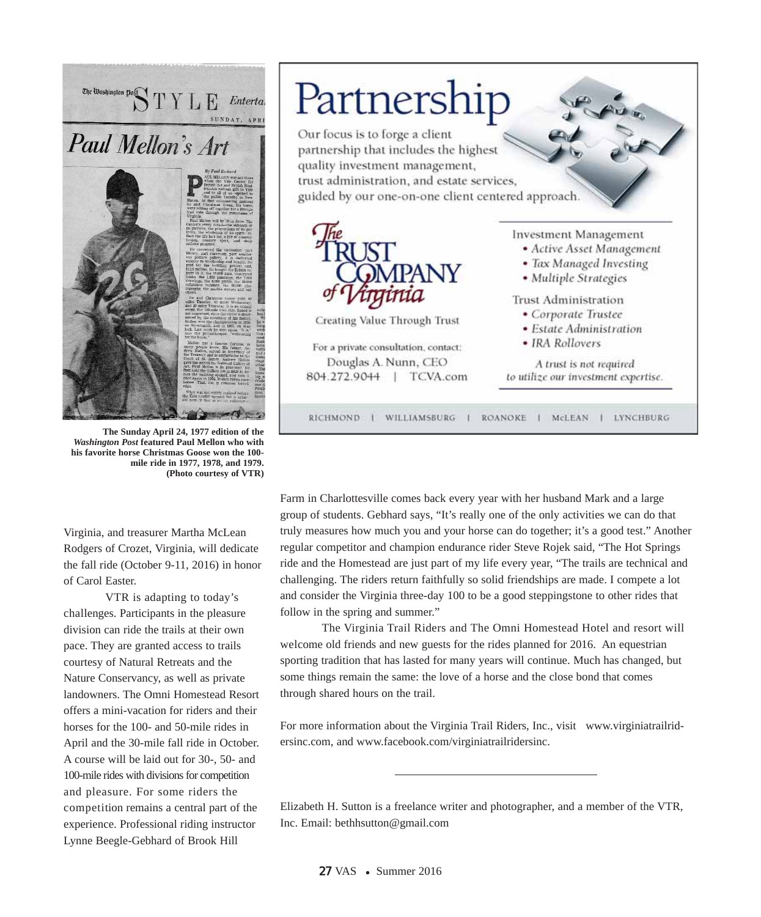The Sunday April 24, 1977 edition of the *Washington Post* featured Paul Mellon who with his favorite horse Christmas Goose won the 100-mile ride in 1977, 1978, and 1979. (Photo courtesy of VTR)

# Partnership

Our focus is to forge a client partnership that includes the highest quality investment management, trust administration, and estate services, guided by our one-on-one client centered approach.

The TRUST COMPANY of Virginia

Creating Value Through Trust

For a private consultation, contact:
Douglas A. Nunn, CEO
804.272.9044 | TCVA.com

Investment Management
- *Active Asset Management*
- *Tax Managed Investing*
- *Multiple Strategies*

Trust Administration
- *Corporate Trustee*
- *Estate Administration*
- *IRA Rollovers*

*A trust is not required to utilize our investment expertise.*

RICHMOND | WILLIAMSBURG | ROANOKE | McLEAN | LYNCHBURG

Virginia, and treasurer Martha McLean Rodgers of Crozet, Virginia, will dedicate the fall ride (October 9-11, 2016) in honor of Carol Easter.

VTR is adapting to today's challenges. Participants in the pleasure division can ride the trails at their own pace. They are granted access to trails courtesy of Natural Retreats and the Nature Conservancy, as well as private landowners. The Omni Homestead Resort offers a mini-vacation for riders and their horses for the 100- and 50-mile rides in April and the 30-mile fall ride in October. A course will be laid out for 30-, 50- and 100-mile rides with divisions for competition and pleasure. For some riders the competition remains a central part of the experience. Professional riding instructor Lynne Beegle-Gebhard of Brook Hill Farm in Charlottesville comes back every year with her husband Mark and a large group of students. Gebhard says, "It's really one of the only activities we can do that truly measures how much you and your horse can do together; it's a good test." Another regular competitor and champion endurance rider Steve Rojek said, "The Hot Springs ride and the Homestead are just part of my life every year, "The trails are technical and challenging. The riders return faithfully so solid friendships are made. I compete a lot and consider the Virginia three-day 100 to be a good steppingstone to other rides that follow in the spring and summer."

The Virginia Trail Riders and The Omni Homestead Hotel and resort will welcome old friends and new guests for the rides planned for 2016. An equestrian sporting tradition that has lasted for many years will continue. Much has changed, but some things remain the same: the love of a horse and the close bond that comes through shared hours on the trail.

For more information about the Virginia Trail Riders, Inc., visit www.virginiatrailridersinc.com, and www.facebook.com/virginiatrailridersinc.

---

Elizabeth H. Sutton is a freelance writer and photographer, and a member of the VTR, Inc. Email: bethhsutton@gmail.com